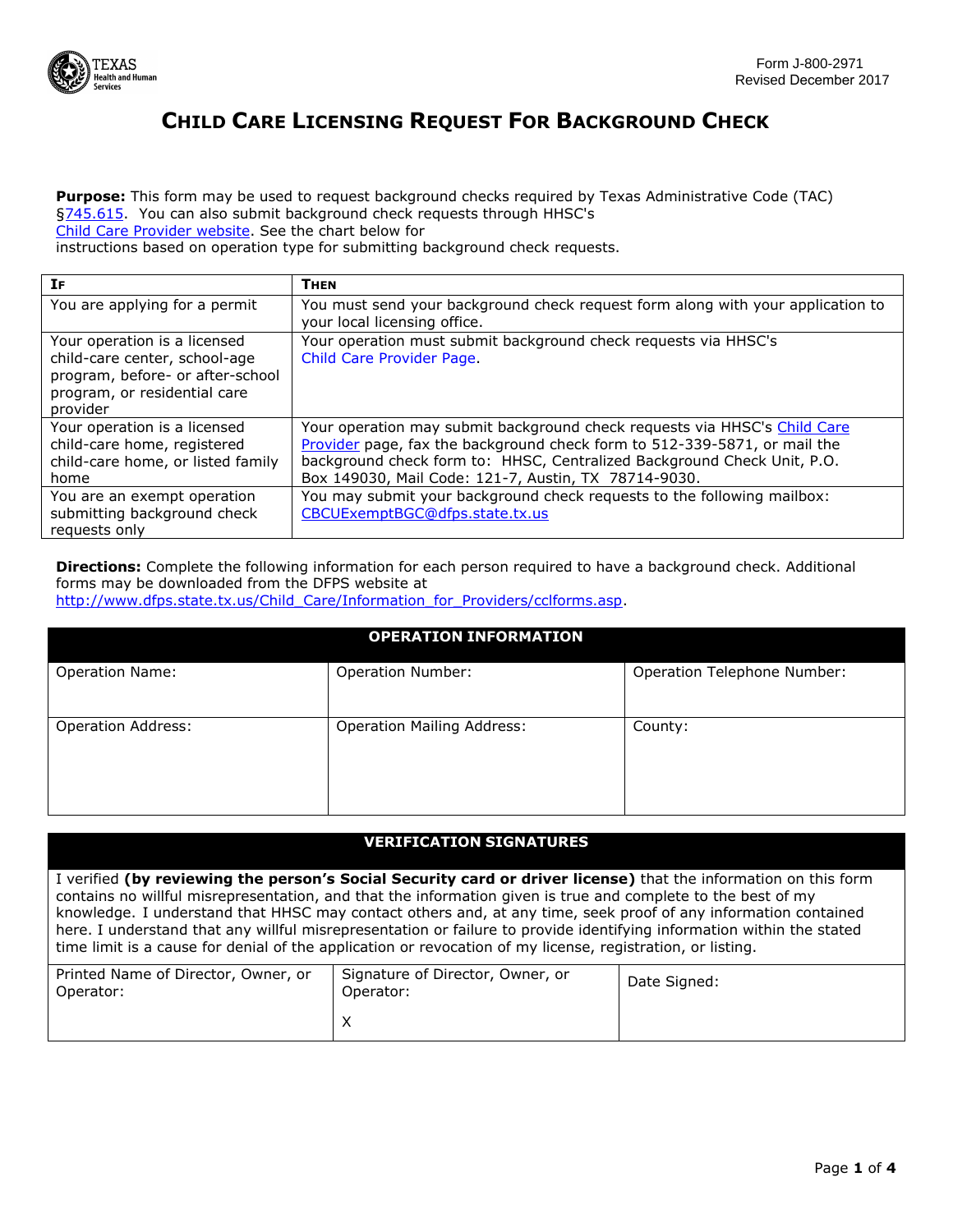Form J-800-2971
Revised December 2017

# Child Care Licensing Request For Background Check

**Purpose:** This form may be used to request background checks required by Texas Administrative Code (TAC) §745.615. You can also submit background check requests through HHSC's Child Care Provider website. See the chart below for instructions based on operation type for submitting background check requests.

| If | Then |
|---|---|
| You are applying for a permit | You must send your background check request form along with your application to your local licensing office. |
| Your operation is a licensed child-care center, school-age program, before- or after-school program, or residential care provider | Your operation must submit background check requests via HHSC's Child Care Provider Page. |
| Your operation is a licensed child-care home, registered child-care home, or listed family home | Your operation may submit background check requests via HHSC's Child Care Provider page, fax the background check form to 512-339-5871, or mail the background check form to: HHSC, Centralized Background Check Unit, P.O. Box 149030, Mail Code: 121-7, Austin, TX 78714-9030. |
| You are an exempt operation submitting background check requests only | You may submit your background check requests to the following mailbox: CBCUExemptBGC@dfps.state.tx.us |

**Directions:** Complete the following information for each person required to have a background check. Additional forms may be downloaded from the DFPS website at http://www.dfps.state.tx.us/Child_Care/Information_for_Providers/cclforms.asp.

| OPERATION INFORMATION | | |
|---|---|---|
| Operation Name: | Operation Number: | Operation Telephone Number: |
| Operation Address: | Operation Mailing Address: | County: |

| VERIFICATION SIGNATURES | | |
|---|---|---|
| I verified **(by reviewing the person's Social Security card or driver license)** that the information on this form contains no willful misrepresentation, and that the information given is true and complete to the best of my knowledge. I understand that HHSC may contact others and, at any time, seek proof of any information contained here. I understand that any willful misrepresentation or failure to provide identifying information within the stated time limit is a cause for denial of the application or revocation of my license, registration, or listing. | | |
| Printed Name of Director, Owner, or Operator: | Signature of Director, Owner, or Operator: X | Date Signed: |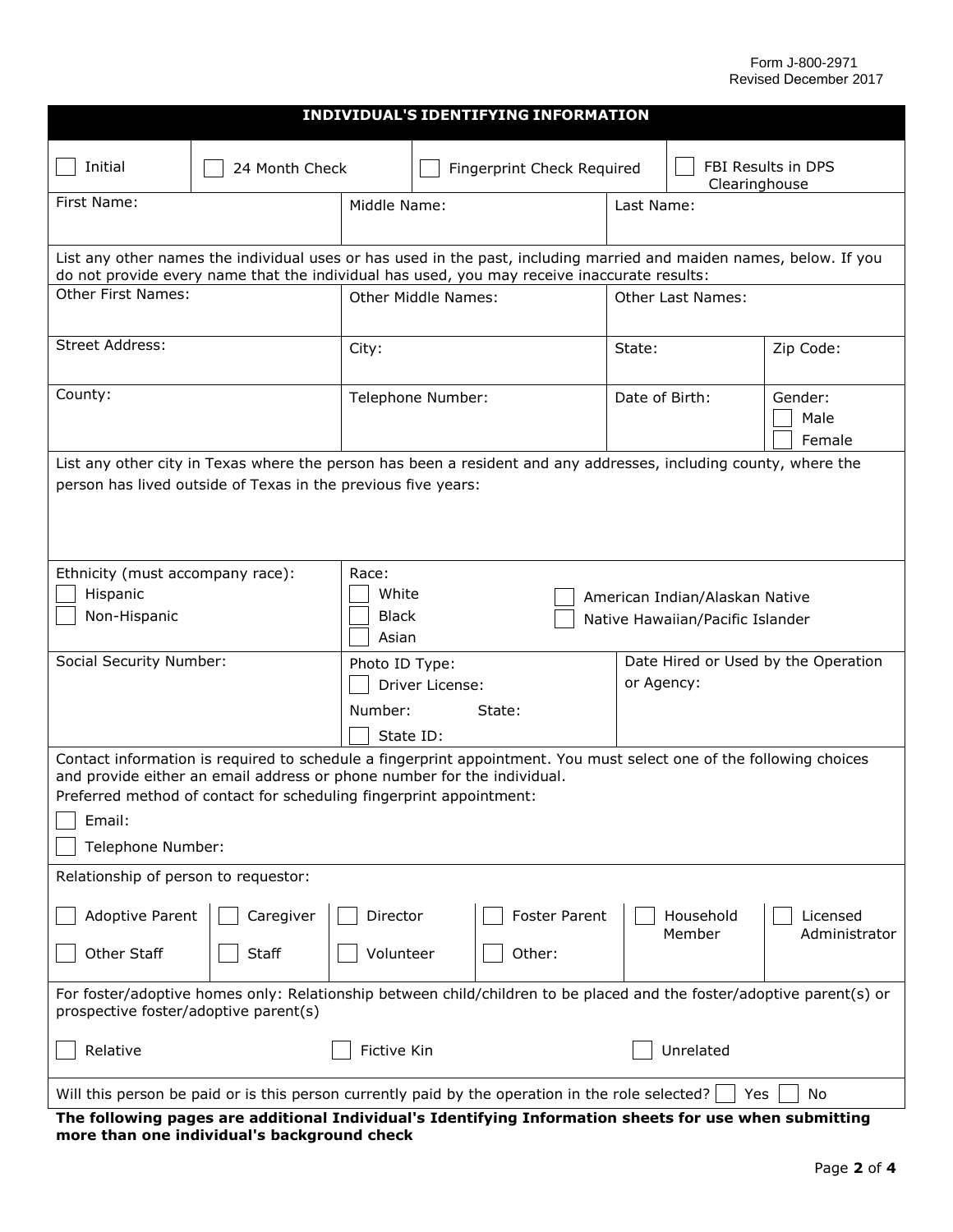## INDIVIDUAL'S IDENTIFYING INFORMATION

☐ Initial ☐ 24 Month Check ☐ Fingerprint Check Required ☐ FBI Results in DPS Clearinghouse

| First Name: | Middle Name: | Last Name: | |
|---|---|---|---|

List any other names the individual uses or has used in the past, including married and maiden names, below. If you do not provide every name that the individual has used, you may receive inaccurate results:

| Other First Names: | Other Middle Names: | Other Last Names: | |
|---|---|---|---|
| Street Address: | City: | State: | Zip Code: |
| County: | Telephone Number: | Date of Birth: | Gender: ☐ Male ☐ Female |

List any other city in Texas where the person has been a resident and any addresses, including county, where the person has lived outside of Texas in the previous five years:

Ethnicity (must accompany race):
☐ Hispanic
☐ Non-Hispanic

Race:
☐ White
☐ Black
☐ Asian
☐ American Indian/Alaskan Native
☐ Native Hawaiian/Pacific Islander

| Social Security Number: | Photo ID Type: ☐ Driver License: Number: State: ☐ State ID: | Date Hired or Used by the Operation or Agency: |
|---|---|---|

Contact information is required to schedule a fingerprint appointment. You must select one of the following choices and provide either an email address or phone number for the individual.
Preferred method of contact for scheduling fingerprint appointment:

☐ Email:

☐ Telephone Number:

Relationship of person to requestor:

| | | | | | |
|---|---|---|---|---|---|
| ☐ Adoptive Parent | ☐ Caregiver | ☐ Director | ☐ Foster Parent | ☐ Household Member | ☐ Licensed Administrator |
| ☐ Other Staff | ☐ Staff | ☐ Volunteer | ☐ Other: | | |

For foster/adoptive homes only: Relationship between child/children to be placed and the foster/adoptive parent(s) or prospective foster/adoptive parent(s)

☐ Relative ☐ Fictive Kin ☐ Unrelated

Will this person be paid or is this person currently paid by the operation in the role selected? ☐ Yes ☐ No

**The following pages are additional Individual's Identifying Information sheets for use when submitting more than one individual's background check**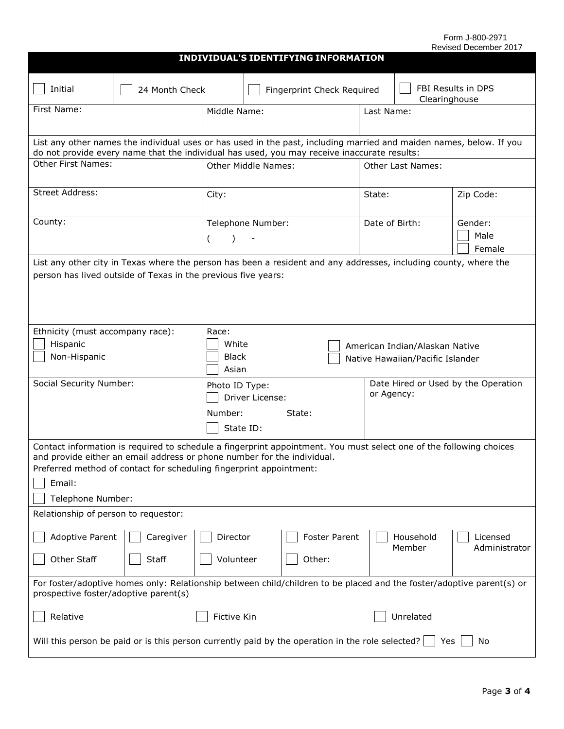Form J-800-2971
Revised December 2017

## INDIVIDUAL'S IDENTIFYING INFORMATION

☐ Initial ☐ 24 Month Check ☐ Fingerprint Check Required ☐ FBI Results in DPS Clearinghouse

| First Name: | Middle Name: | Last Name: |
|---|---|---|
| | | |

List any other names the individual uses or has used in the past, including married and maiden names, below. If you do not provide every name that the individual has used, you may receive inaccurate results:

| Other First Names: | Other Middle Names: | Other Last Names: | |
|---|---|---|---|
| **Street Address:** | **City:** | **State:** | **Zip Code:** |
| **County:** | **Telephone Number:** ( ) - | **Date of Birth:** | **Gender:** ☐ Male ☐ Female |

List any other city in Texas where the person has been a resident and any addresses, including county, where the person has lived outside of Texas in the previous five years:

Ethnicity (must accompany race):
☐ Hispanic
☐ Non-Hispanic

Race:
☐ White
☐ Black
☐ Asian
☐ American Indian/Alaskan Native
☐ Native Hawaiian/Pacific Islander

| Social Security Number: | Photo ID Type: ☐ Driver License: Number: State: ☐ State ID: | Date Hired or Used by the Operation or Agency: |
|---|---|---|

Contact information is required to schedule a fingerprint appointment. You must select one of the following choices and provide either an email address or phone number for the individual.
Preferred method of contact for scheduling fingerprint appointment:

☐ Email:

☐ Telephone Number:

Relationship of person to requestor:

| | | | | | |
|---|---|---|---|---|---|
| ☐ Adoptive Parent | ☐ Caregiver | ☐ Director | ☐ Foster Parent | ☐ Household Member | ☐ Licensed Administrator |
| ☐ Other Staff | ☐ Staff | ☐ Volunteer | ☐ Other: | | |

For foster/adoptive homes only: Relationship between child/children to be placed and the foster/adoptive parent(s) or prospective foster/adoptive parent(s)

☐ Relative ☐ Fictive Kin ☐ Unrelated

Will this person be paid or is this person currently paid by the operation in the role selected? ☐ Yes ☐ No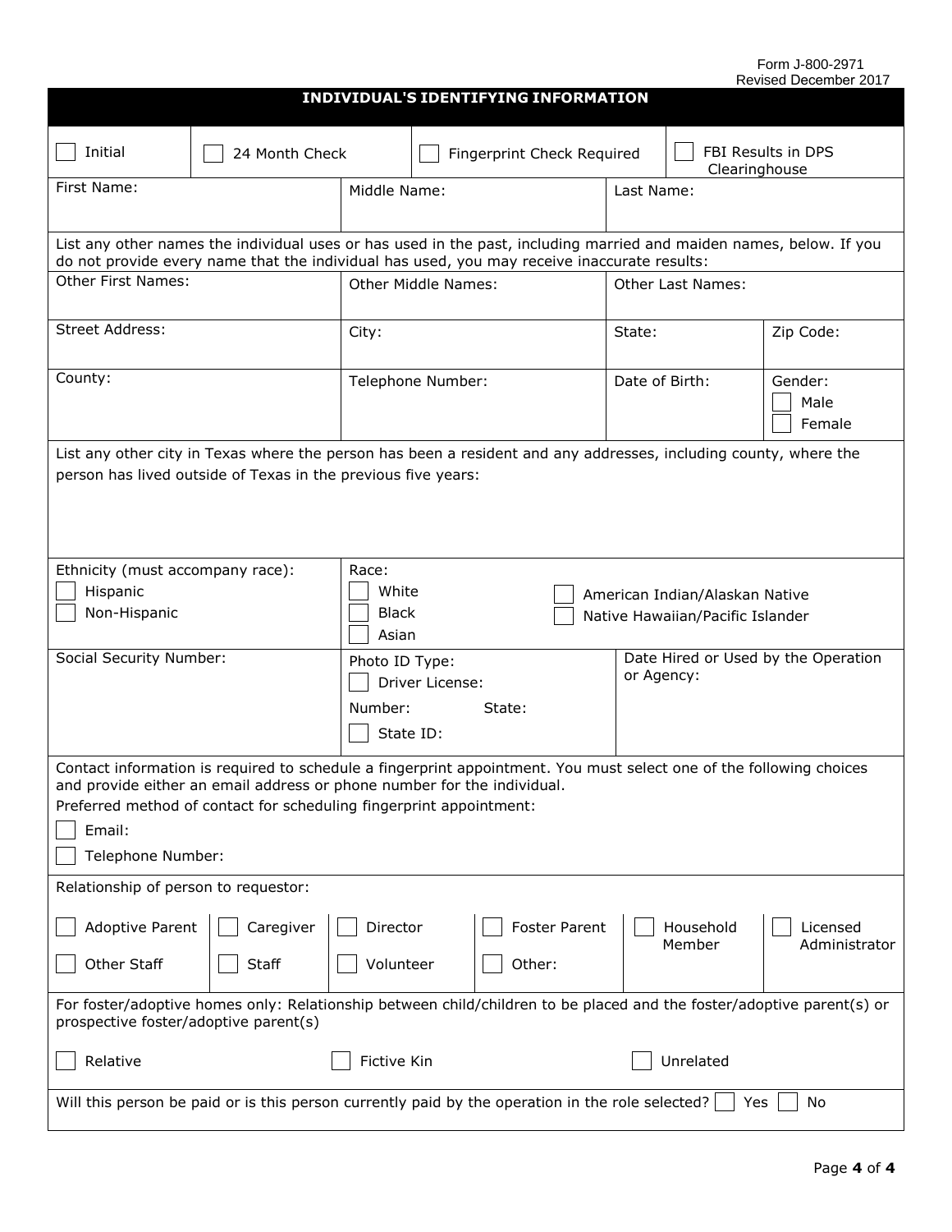Form J-800-2971
Revised December 2017

## INDIVIDUAL'S IDENTIFYING INFORMATION

☐ Initial ☐ 24 Month Check ☐ Fingerprint Check Required ☐ FBI Results in DPS Clearinghouse

| First Name: | Middle Name: | Last Name: |
|---|---|---|
| | | |

List any other names the individual uses or has used in the past, including married and maiden names, below. If you do not provide every name that the individual has used, you may receive inaccurate results:

| Other First Names: | Other Middle Names: | Other Last Names: | |
|---|---|---|---|
| Street Address: | City: | State: | Zip Code: |
| County: | Telephone Number: | Date of Birth: | Gender: ☐ Male ☐ Female |

List any other city in Texas where the person has been a resident and any addresses, including county, where the person has lived outside of Texas in the previous five years:

Ethnicity (must accompany race):
☐ Hispanic
☐ Non-Hispanic

Race:
☐ White
☐ Black
☐ Asian
☐ American Indian/Alaskan Native
☐ Native Hawaiian/Pacific Islander

| Social Security Number: | Photo ID Type: ☐ Driver License: Number: State: ☐ State ID: | Date Hired or Used by the Operation or Agency: |
|---|---|---|
| | | |

Contact information is required to schedule a fingerprint appointment. You must select one of the following choices and provide either an email address or phone number for the individual.
Preferred method of contact for scheduling fingerprint appointment:

☐ Email:
☐ Telephone Number:

Relationship of person to requestor:

☐ Adoptive Parent ☐ Caregiver ☐ Director ☐ Foster Parent ☐ Household Member ☐ Licensed Administrator
☐ Other Staff ☐ Staff ☐ Volunteer ☐ Other:

For foster/adoptive homes only: Relationship between child/children to be placed and the foster/adoptive parent(s) or prospective foster/adoptive parent(s)

☐ Relative ☐ Fictive Kin ☐ Unrelated

Will this person be paid or is this person currently paid by the operation in the role selected? ☐ Yes ☐ No